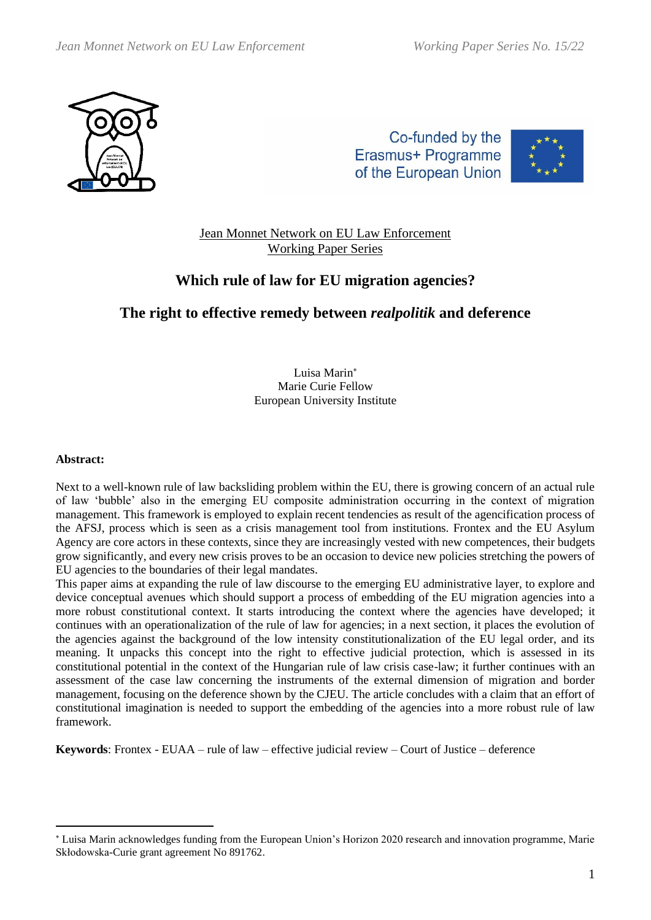Jean Monnet Network on EU Law Enforcement
Working Paper Series

# Which rule of law for EU migration agencies?

## The right to effective remedy between *realpolitik* and deference

Luisa Marin[*]
Marie Curie Fellow
European University Institute

**Abstract:**

Next to a well-known rule of law backsliding problem within the EU, there is growing concern of an actual rule of law 'bubble' also in the emerging EU composite administration occurring in the context of migration management. This framework is employed to explain recent tendencies as result of the agencification process of the AFSJ, process which is seen as a crisis management tool from institutions. Frontex and the EU Asylum Agency are core actors in these contexts, since they are increasingly vested with new competences, their budgets grow significantly, and every new crisis proves to be an occasion to device new policies stretching the powers of EU agencies to the boundaries of their legal mandates.

This paper aims at expanding the rule of law discourse to the emerging EU administrative layer, to explore and device conceptual avenues which should support a process of embedding of the EU migration agencies into a more robust constitutional context. It starts introducing the context where the agencies have developed; it continues with an operationalization of the rule of law for agencies; in a next section, it places the evolution of the agencies against the background of the low intensity constitutionalization of the EU legal order, and its meaning. It unpacks this concept into the right to effective judicial protection, which is assessed in its constitutional potential in the context of the Hungarian rule of law crisis case-law; it further continues with an assessment of the case law concerning the instruments of the external dimension of migration and border management, focusing on the deference shown by the CJEU. The article concludes with a claim that an effort of constitutional imagination is needed to support the embedding of the agencies into a more robust rule of law framework.

**Keywords**: Frontex - EUAA – rule of law – effective judicial review – Court of Justice – deference

---

[*] Luisa Marin acknowledges funding from the European Union's Horizon 2020 research and innovation programme, Marie Skłodowska-Curie grant agreement No 891762.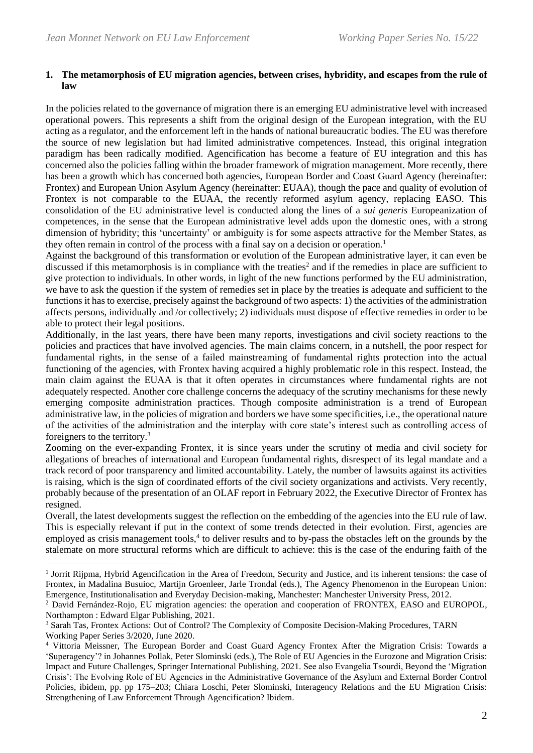## 1. The metamorphosis of EU migration agencies, between crises, hybridity, and escapes from the rule of law

In the policies related to the governance of migration there is an emerging EU administrative level with increased operational powers. This represents a shift from the original design of the European integration, with the EU acting as a regulator, and the enforcement left in the hands of national bureaucratic bodies. The EU was therefore the source of new legislation but had limited administrative competences. Instead, this original integration paradigm has been radically modified. Agencification has become a feature of EU integration and this has concerned also the policies falling within the broader framework of migration management. More recently, there has been a growth which has concerned both agencies, European Border and Coast Guard Agency (hereinafter: Frontex) and European Union Asylum Agency (hereinafter: EUAA), though the pace and quality of evolution of Frontex is not comparable to the EUAA, the recently reformed asylum agency, replacing EASO. This consolidation of the EU administrative level is conducted along the lines of a *sui generis* Europeanization of competences, in the sense that the European administrative level adds upon the domestic ones, with a strong dimension of hybridity; this 'uncertainty' or ambiguity is for some aspects attractive for the Member States, as they often remain in control of the process with a final say on a decision or operation.[1]

Against the background of this transformation or evolution of the European administrative layer, it can even be discussed if this metamorphosis is in compliance with the treaties[2] and if the remedies in place are sufficient to give protection to individuals. In other words, in light of the new functions performed by the EU administration, we have to ask the question if the system of remedies set in place by the treaties is adequate and sufficient to the functions it has to exercise, precisely against the background of two aspects: 1) the activities of the administration affects persons, individually and /or collectively; 2) individuals must dispose of effective remedies in order to be able to protect their legal positions.

Additionally, in the last years, there have been many reports, investigations and civil society reactions to the policies and practices that have involved agencies. The main claims concern, in a nutshell, the poor respect for fundamental rights, in the sense of a failed mainstreaming of fundamental rights protection into the actual functioning of the agencies, with Frontex having acquired a highly problematic role in this respect. Instead, the main claim against the EUAA is that it often operates in circumstances where fundamental rights are not adequately respected. Another core challenge concerns the adequacy of the scrutiny mechanisms for these newly emerging composite administration practices. Though composite administration is a trend of European administrative law, in the policies of migration and borders we have some specificities, i.e., the operational nature of the activities of the administration and the interplay with core state's interest such as controlling access of foreigners to the territory.[3]

Zooming on the ever-expanding Frontex, it is since years under the scrutiny of media and civil society for allegations of breaches of international and European fundamental rights, disrespect of its legal mandate and a track record of poor transparency and limited accountability. Lately, the number of lawsuits against its activities is raising, which is the sign of coordinated efforts of the civil society organizations and activists. Very recently, probably because of the presentation of an OLAF report in February 2022, the Executive Director of Frontex has resigned.

Overall, the latest developments suggest the reflection on the embedding of the agencies into the EU rule of law. This is especially relevant if put in the context of some trends detected in their evolution. First, agencies are employed as crisis management tools,[4] to deliver results and to by-pass the obstacles left on the grounds by the stalemate on more structural reforms which are difficult to achieve: this is the case of the enduring faith of the

---

[1] Jorrit Rijpma, Hybrid Agencification in the Area of Freedom, Security and Justice, and its inherent tensions: the case of Frontex, in Madalina Busuioc, Martijn Groenleer, Jarle Trondal (eds.), The Agency Phenomenon in the European Union: Emergence, Institutionalisation and Everyday Decision-making, Manchester: Manchester University Press, 2012.

[2] David Fernández-Rojo, EU migration agencies: the operation and cooperation of FRONTEX, EASO and EUROPOL, Northampton : Edward Elgar Publishing, 2021.

[3] Sarah Tas, Frontex Actions: Out of Control? The Complexity of Composite Decision-Making Procedures, TARN Working Paper Series 3/2020, June 2020.

[4] Vittoria Meissner, The European Border and Coast Guard Agency Frontex After the Migration Crisis: Towards a 'Superagency'? in Johannes Pollak, Peter Slominski (eds.), The Role of EU Agencies in the Eurozone and Migration Crisis: Impact and Future Challenges, Springer International Publishing, 2021. See also Evangelia Tsourdi, Beyond the 'Migration Crisis': The Evolving Role of EU Agencies in the Administrative Governance of the Asylum and External Border Control Policies, ibidem, pp. pp 175–203; Chiara Loschi, Peter Slominski, Interagency Relations and the EU Migration Crisis: Strengthening of Law Enforcement Through Agencification? Ibidem.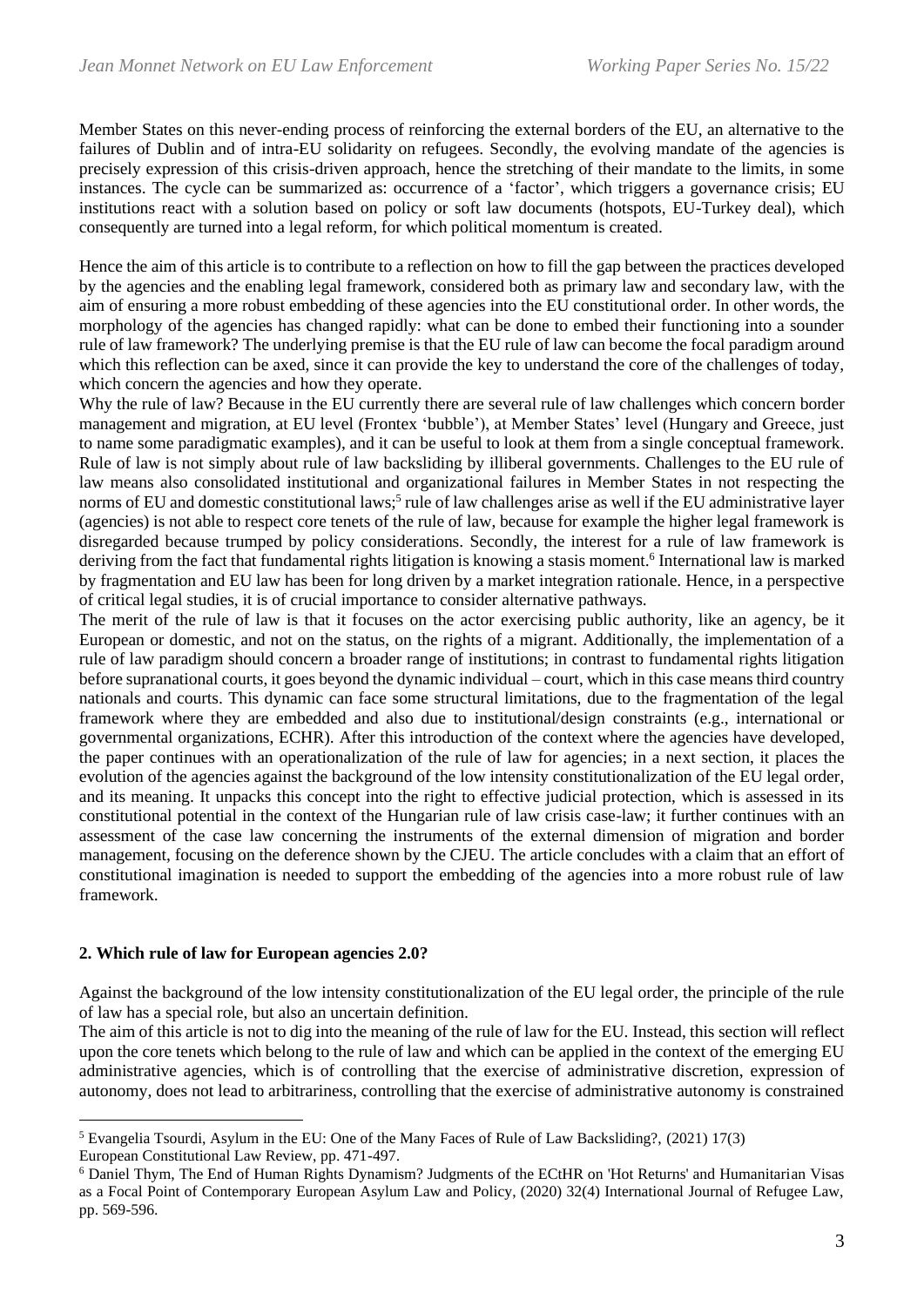Member States on this never-ending process of reinforcing the external borders of the EU, an alternative to the failures of Dublin and of intra-EU solidarity on refugees. Secondly, the evolving mandate of the agencies is precisely expression of this crisis-driven approach, hence the stretching of their mandate to the limits, in some instances. The cycle can be summarized as: occurrence of a 'factor', which triggers a governance crisis; EU institutions react with a solution based on policy or soft law documents (hotspots, EU-Turkey deal), which consequently are turned into a legal reform, for which political momentum is created.

Hence the aim of this article is to contribute to a reflection on how to fill the gap between the practices developed by the agencies and the enabling legal framework, considered both as primary law and secondary law, with the aim of ensuring a more robust embedding of these agencies into the EU constitutional order. In other words, the morphology of the agencies has changed rapidly: what can be done to embed their functioning into a sounder rule of law framework? The underlying premise is that the EU rule of law can become the focal paradigm around which this reflection can be axed, since it can provide the key to understand the core of the challenges of today, which concern the agencies and how they operate.

Why the rule of law? Because in the EU currently there are several rule of law challenges which concern border management and migration, at EU level (Frontex 'bubble'), at Member States' level (Hungary and Greece, just to name some paradigmatic examples), and it can be useful to look at them from a single conceptual framework. Rule of law is not simply about rule of law backsliding by illiberal governments. Challenges to the EU rule of law means also consolidated institutional and organizational failures in Member States in not respecting the norms of EU and domestic constitutional laws;[5] rule of law challenges arise as well if the EU administrative layer (agencies) is not able to respect core tenets of the rule of law, because for example the higher legal framework is disregarded because trumped by policy considerations. Secondly, the interest for a rule of law framework is deriving from the fact that fundamental rights litigation is knowing a stasis moment.[6] International law is marked by fragmentation and EU law has been for long driven by a market integration rationale. Hence, in a perspective of critical legal studies, it is of crucial importance to consider alternative pathways.

The merit of the rule of law is that it focuses on the actor exercising public authority, like an agency, be it European or domestic, and not on the status, on the rights of a migrant. Additionally, the implementation of a rule of law paradigm should concern a broader range of institutions; in contrast to fundamental rights litigation before supranational courts, it goes beyond the dynamic individual – court, which in this case means third country nationals and courts. This dynamic can face some structural limitations, due to the fragmentation of the legal framework where they are embedded and also due to institutional/design constraints (e.g., international or governmental organizations, ECHR). After this introduction of the context where the agencies have developed, the paper continues with an operationalization of the rule of law for agencies; in a next section, it places the evolution of the agencies against the background of the low intensity constitutionalization of the EU legal order, and its meaning. It unpacks this concept into the right to effective judicial protection, which is assessed in its constitutional potential in the context of the Hungarian rule of law crisis case-law; it further continues with an assessment of the case law concerning the instruments of the external dimension of migration and border management, focusing on the deference shown by the CJEU. The article concludes with a claim that an effort of constitutional imagination is needed to support the embedding of the agencies into a more robust rule of law framework.

## 2. Which rule of law for European agencies 2.0?

Against the background of the low intensity constitutionalization of the EU legal order, the principle of the rule of law has a special role, but also an uncertain definition.

The aim of this article is not to dig into the meaning of the rule of law for the EU. Instead, this section will reflect upon the core tenets which belong to the rule of law and which can be applied in the context of the emerging EU administrative agencies, which is of controlling that the exercise of administrative discretion, expression of autonomy, does not lead to arbitrariness, controlling that the exercise of administrative autonomy is constrained

---

[5] Evangelia Tsourdi, Asylum in the EU: One of the Many Faces of Rule of Law Backsliding?, (2021) 17(3) European Constitutional Law Review, pp. 471-497.

[6] Daniel Thym, The End of Human Rights Dynamism? Judgments of the ECtHR on 'Hot Returns' and Humanitarian Visas as a Focal Point of Contemporary European Asylum Law and Policy, (2020) 32(4) International Journal of Refugee Law, pp. 569-596.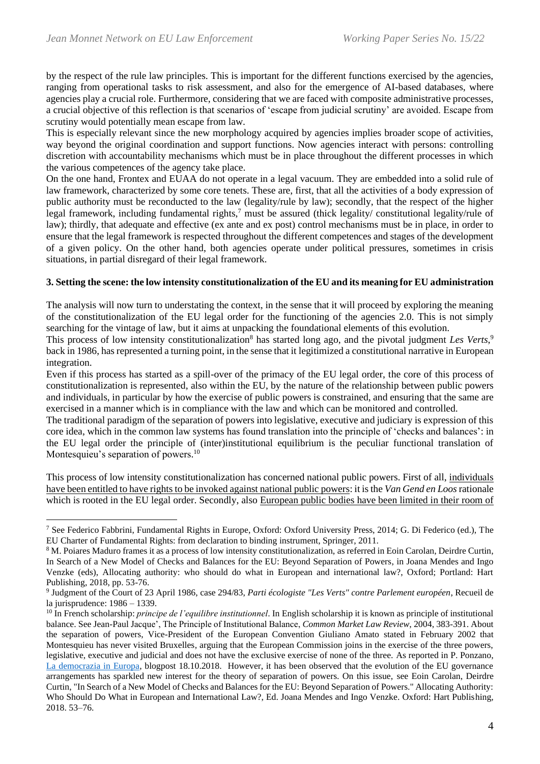by the respect of the rule law principles. This is important for the different functions exercised by the agencies, ranging from operational tasks to risk assessment, and also for the emergence of AI-based databases, where agencies play a crucial role. Furthermore, considering that we are faced with composite administrative processes, a crucial objective of this reflection is that scenarios of 'escape from judicial scrutiny' are avoided. Escape from scrutiny would potentially mean escape from law.

This is especially relevant since the new morphology acquired by agencies implies broader scope of activities, way beyond the original coordination and support functions. Now agencies interact with persons: controlling discretion with accountability mechanisms which must be in place throughout the different processes in which the various competences of the agency take place.

On the one hand, Frontex and EUAA do not operate in a legal vacuum. They are embedded into a solid rule of law framework, characterized by some core tenets. These are, first, that all the activities of a body expression of public authority must be reconducted to the law (legality/rule by law); secondly, that the respect of the higher legal framework, including fundamental rights,[7] must be assured (thick legality/ constitutional legality/rule of law); thirdly, that adequate and effective (ex ante and ex post) control mechanisms must be in place, in order to ensure that the legal framework is respected throughout the different competences and stages of the development of a given policy. On the other hand, both agencies operate under political pressures, sometimes in crisis situations, in partial disregard of their legal framework.

## 3. Setting the scene: the low intensity constitutionalization of the EU and its meaning for EU administration

The analysis will now turn to understating the context, in the sense that it will proceed by exploring the meaning of the constitutionalization of the EU legal order for the functioning of the agencies 2.0. This is not simply searching for the vintage of law, but it aims at unpacking the foundational elements of this evolution.

This process of low intensity constitutionalization[8] has started long ago, and the pivotal judgment *Les Verts*,[9] back in 1986, has represented a turning point, in the sense that it legitimized a constitutional narrative in European integration.

Even if this process has started as a spill-over of the primacy of the EU legal order, the core of this process of constitutionalization is represented, also within the EU, by the nature of the relationship between public powers and individuals, in particular by how the exercise of public powers is constrained, and ensuring that the same are exercised in a manner which is in compliance with the law and which can be monitored and controlled.

The traditional paradigm of the separation of powers into legislative, executive and judiciary is expression of this core idea, which in the common law systems has found translation into the principle of 'checks and balances': in the EU legal order the principle of (inter)institutional equilibrium is the peculiar functional translation of Montesquieu's separation of powers.[10]

This process of low intensity constitutionalization has concerned national public powers. First of all, individuals have been entitled to have rights to be invoked against national public powers: it is the *Van Gend en Loos* rationale which is rooted in the EU legal order. Secondly, also European public bodies have been limited in their room of

---

[7] See Federico Fabbrini, Fundamental Rights in Europe, Oxford: Oxford University Press, 2014; G. Di Federico (ed.), The EU Charter of Fundamental Rights: from declaration to binding instrument, Springer, 2011.

[8] M. Poiares Maduro frames it as a process of low intensity constitutionalization, as referred in Eoin Carolan, Deirdre Curtin, In Search of a New Model of Checks and Balances for the EU: Beyond Separation of Powers, in Joana Mendes and Ingo Venzke (eds), Allocating authority: who should do what in European and international law?, Oxford; Portland: Hart Publishing, 2018, pp. 53-76.

[9] Judgment of the Court of 23 April 1986, case 294/83, *Parti écologiste "Les Verts" contre Parlement européen*, Recueil de la jurisprudence: 1986 – 1339.

[10] In French scholarship: *principe de l'equilibre institutionnel*. In English scholarship it is known as principle of institutional balance. See Jean-Paul Jacque', The Principle of Institutional Balance, *Common Market Law Review*, 2004, 383-391. About the separation of powers, Vice-President of the European Convention Giuliano Amato stated in February 2002 that Montesquieu has never visited Bruxelles, arguing that the European Commission joins in the exercise of the three powers, legislative, executive and judicial and does not have the exclusive exercise of none of the three. As reported in P. Ponzano, La democrazia in Europa, blogpost 18.10.2018. However, it has been observed that the evolution of the EU governance arrangements has sparkled new interest for the theory of separation of powers. On this issue, see Eoin Carolan, Deirdre Curtin, "In Search of a New Model of Checks and Balances for the EU: Beyond Separation of Powers." Allocating Authority: Who Should Do What in European and International Law?, Ed. Joana Mendes and Ingo Venzke. Oxford: Hart Publishing, 2018. 53–76.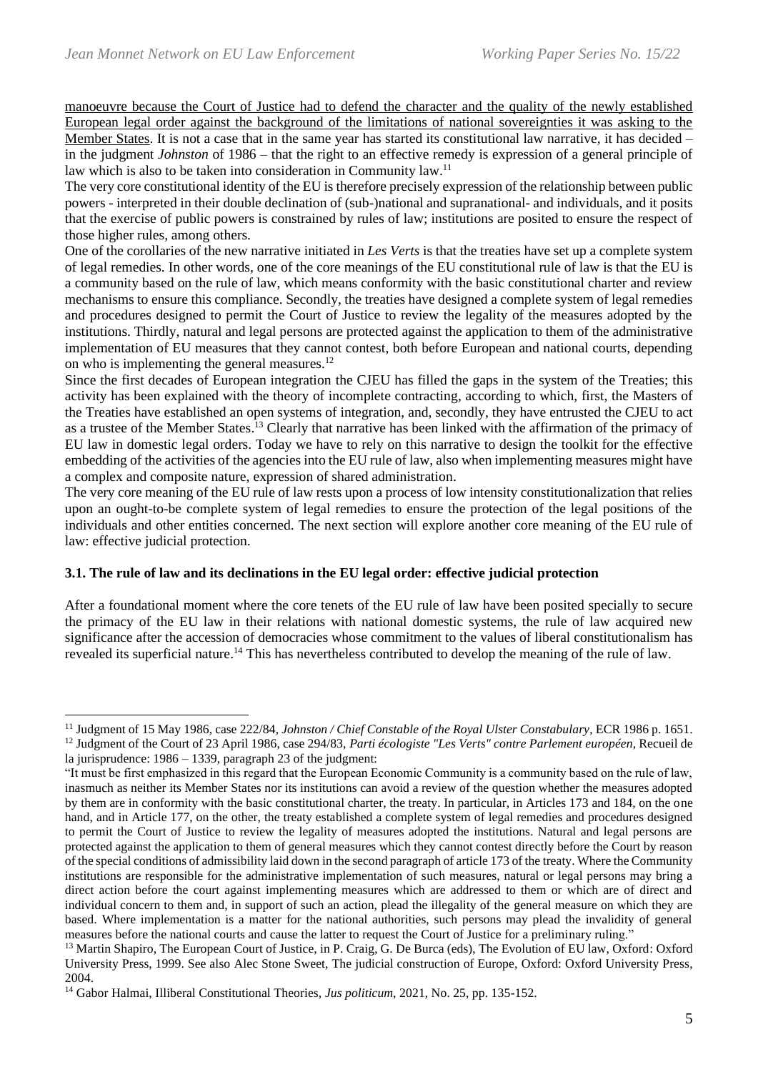manoeuvre because the Court of Justice had to defend the character and the quality of the newly established European legal order against the background of the limitations of national sovereignties it was asking to the Member States. It is not a case that in the same year has started its constitutional law narrative, it has decided – in the judgment *Johnston* of 1986 – that the right to an effective remedy is expression of a general principle of law which is also to be taken into consideration in Community law.[11]

The very core constitutional identity of the EU is therefore precisely expression of the relationship between public powers - interpreted in their double declination of (sub-)national and supranational- and individuals, and it posits that the exercise of public powers is constrained by rules of law; institutions are posited to ensure the respect of those higher rules, among others.

One of the corollaries of the new narrative initiated in *Les Verts* is that the treaties have set up a complete system of legal remedies. In other words, one of the core meanings of the EU constitutional rule of law is that the EU is a community based on the rule of law, which means conformity with the basic constitutional charter and review mechanisms to ensure this compliance. Secondly, the treaties have designed a complete system of legal remedies and procedures designed to permit the Court of Justice to review the legality of the measures adopted by the institutions. Thirdly, natural and legal persons are protected against the application to them of the administrative implementation of EU measures that they cannot contest, both before European and national courts, depending on who is implementing the general measures.[12]

Since the first decades of European integration the CJEU has filled the gaps in the system of the Treaties; this activity has been explained with the theory of incomplete contracting, according to which, first, the Masters of the Treaties have established an open systems of integration, and, secondly, they have entrusted the CJEU to act as a trustee of the Member States.[13] Clearly that narrative has been linked with the affirmation of the primacy of EU law in domestic legal orders. Today we have to rely on this narrative to design the toolkit for the effective embedding of the activities of the agencies into the EU rule of law, also when implementing measures might have a complex and composite nature, expression of shared administration.

The very core meaning of the EU rule of law rests upon a process of low intensity constitutionalization that relies upon an ought-to-be complete system of legal remedies to ensure the protection of the legal positions of the individuals and other entities concerned. The next section will explore another core meaning of the EU rule of law: effective judicial protection.

### 3.1. The rule of law and its declinations in the EU legal order: effective judicial protection

After a foundational moment where the core tenets of the EU rule of law have been posited specially to secure the primacy of the EU law in their relations with national domestic systems, the rule of law acquired new significance after the accession of democracies whose commitment to the values of liberal constitutionalism has revealed its superficial nature.[14] This has nevertheless contributed to develop the meaning of the rule of law.

---

[11] Judgment of 15 May 1986, case 222/84, *Johnston / Chief Constable of the Royal Ulster Constabulary*, ECR 1986 p. 1651.

[12] Judgment of the Court of 23 April 1986, case 294/83, *Parti écologiste "Les Verts" contre Parlement européen*, Recueil de la jurisprudence: 1986 – 1339, paragraph 23 of the judgment:

"It must be first emphasized in this regard that the European Economic Community is a community based on the rule of law, inasmuch as neither its Member States nor its institutions can avoid a review of the question whether the measures adopted by them are in conformity with the basic constitutional charter, the treaty. In particular, in Articles 173 and 184, on the one hand, and in Article 177, on the other, the treaty established a complete system of legal remedies and procedures designed to permit the Court of Justice to review the legality of measures adopted the institutions. Natural and legal persons are protected against the application to them of general measures which they cannot contest directly before the Court by reason of the special conditions of admissibility laid down in the second paragraph of article 173 of the treaty. Where the Community institutions are responsible for the administrative implementation of such measures, natural or legal persons may bring a direct action before the court against implementing measures which are addressed to them or which are of direct and individual concern to them and, in support of such an action, plead the illegality of the general measure on which they are based. Where implementation is a matter for the national authorities, such persons may plead the invalidity of general measures before the national courts and cause the latter to request the Court of Justice for a preliminary ruling."

[13] Martin Shapiro, The European Court of Justice, in P. Craig, G. De Burca (eds), The Evolution of EU law, Oxford: Oxford University Press, 1999. See also Alec Stone Sweet, The judicial construction of Europe, Oxford: Oxford University Press, 2004.

[14] Gabor Halmai, Illiberal Constitutional Theories, *Jus politicum*, 2021, No. 25, pp. 135-152.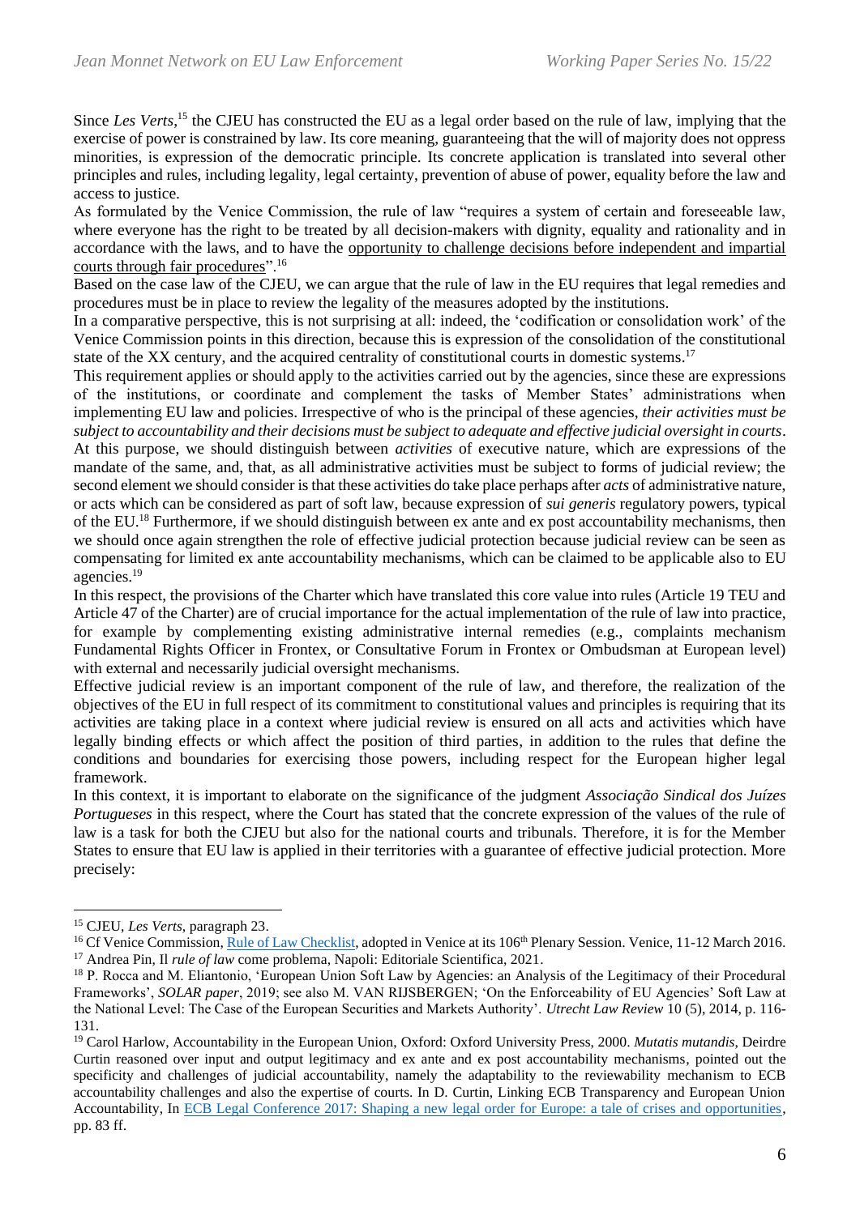Since *Les Verts*,[15] the CJEU has constructed the EU as a legal order based on the rule of law, implying that the exercise of power is constrained by law. Its core meaning, guaranteeing that the will of majority does not oppress minorities, is expression of the democratic principle. Its concrete application is translated into several other principles and rules, including legality, legal certainty, prevention of abuse of power, equality before the law and access to justice.

As formulated by the Venice Commission, the rule of law "requires a system of certain and foreseeable law, where everyone has the right to be treated by all decision-makers with dignity, equality and rationality and in accordance with the laws, and to have the opportunity to challenge decisions before independent and impartial courts through fair procedures".[16]

Based on the case law of the CJEU, we can argue that the rule of law in the EU requires that legal remedies and procedures must be in place to review the legality of the measures adopted by the institutions.

In a comparative perspective, this is not surprising at all: indeed, the 'codification or consolidation work' of the Venice Commission points in this direction, because this is expression of the consolidation of the constitutional state of the XX century, and the acquired centrality of constitutional courts in domestic systems.[17]

This requirement applies or should apply to the activities carried out by the agencies, since these are expressions of the institutions, or coordinate and complement the tasks of Member States' administrations when implementing EU law and policies. Irrespective of who is the principal of these agencies, *their activities must be subject to accountability and their decisions must be subject to adequate and effective judicial oversight in courts*.

At this purpose, we should distinguish between *activities* of executive nature, which are expressions of the mandate of the same, and, that, as all administrative activities must be subject to forms of judicial review; the second element we should consider is that these activities do take place perhaps after *acts* of administrative nature, or acts which can be considered as part of soft law, because expression of *sui generis* regulatory powers, typical of the EU.[18] Furthermore, if we should distinguish between ex ante and ex post accountability mechanisms, then we should once again strengthen the role of effective judicial protection because judicial review can be seen as compensating for limited ex ante accountability mechanisms, which can be claimed to be applicable also to EU agencies.[19]

In this respect, the provisions of the Charter which have translated this core value into rules (Article 19 TEU and Article 47 of the Charter) are of crucial importance for the actual implementation of the rule of law into practice, for example by complementing existing administrative internal remedies (e.g., complaints mechanism Fundamental Rights Officer in Frontex, or Consultative Forum in Frontex or Ombudsman at European level) with external and necessarily judicial oversight mechanisms.

Effective judicial review is an important component of the rule of law, and therefore, the realization of the objectives of the EU in full respect of its commitment to constitutional values and principles is requiring that its activities are taking place in a context where judicial review is ensured on all acts and activities which have legally binding effects or which affect the position of third parties, in addition to the rules that define the conditions and boundaries for exercising those powers, including respect for the European higher legal framework.

In this context, it is important to elaborate on the significance of the judgment *Associação Sindical dos Juízes Portugueses* in this respect, where the Court has stated that the concrete expression of the values of the rule of law is a task for both the CJEU but also for the national courts and tribunals. Therefore, it is for the Member States to ensure that EU law is applied in their territories with a guarantee of effective judicial protection. More precisely:

---

[15] CJEU, *Les Verts*, paragraph 23.

[16] Cf Venice Commission, Rule of Law Checklist, adopted in Venice at its 106th Plenary Session. Venice, 11-12 March 2016.

[17] Andrea Pin, Il *rule of law* come problema, Napoli: Editoriale Scientifica, 2021.

[18] P. Rocca and M. Eliantonio, 'European Union Soft Law by Agencies: an Analysis of the Legitimacy of their Procedural Frameworks', *SOLAR paper*, 2019; see also M. VAN RIJSBERGEN; 'On the Enforceability of EU Agencies' Soft Law at the National Level: The Case of the European Securities and Markets Authority'. *Utrecht Law Review* 10 (5), 2014, p. 116-131.

[19] Carol Harlow, Accountability in the European Union, Oxford: Oxford University Press, 2000. *Mutatis mutandis*, Deirdre Curtin reasoned over input and output legitimacy and ex ante and ex post accountability mechanisms, pointed out the specificity and challenges of judicial accountability, namely the adaptability to the reviewability mechanism to ECB accountability challenges and also the expertise of courts. In D. Curtin, Linking ECB Transparency and European Union Accountability, In ECB Legal Conference 2017: Shaping a new legal order for Europe: a tale of crises and opportunities, pp. 83 ff.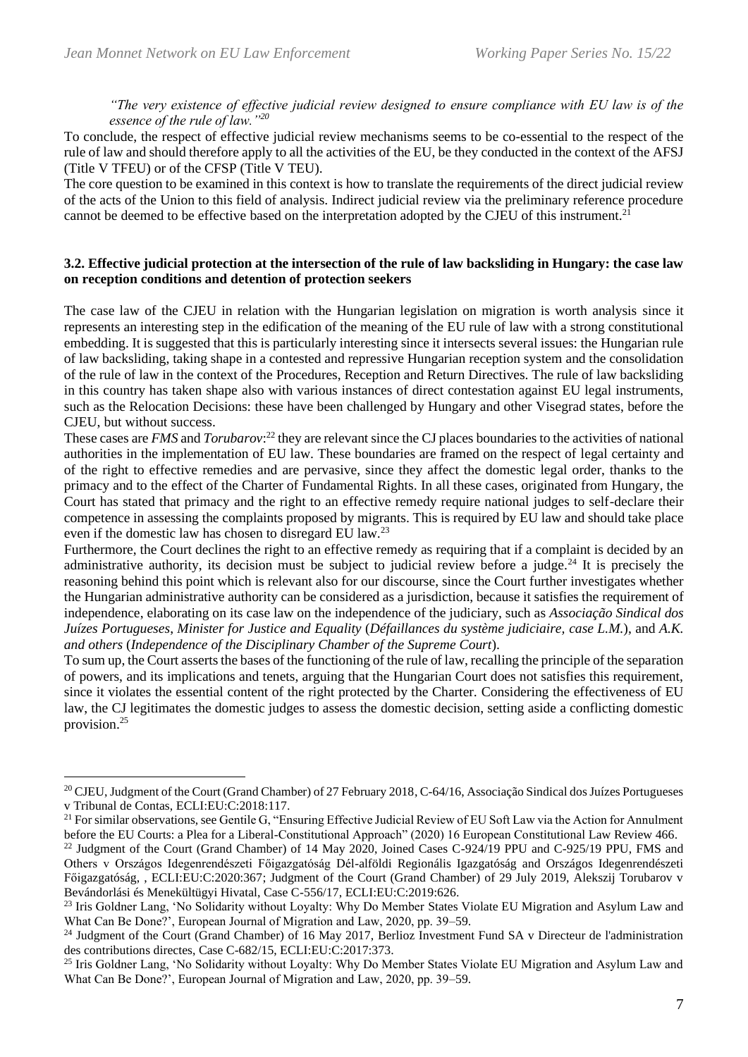*"The very existence of effective judicial review designed to ensure compliance with EU law is of the essence of the rule of law."*[20]

To conclude, the respect of effective judicial review mechanisms seems to be co-essential to the respect of the rule of law and should therefore apply to all the activities of the EU, be they conducted in the context of the AFSJ (Title V TFEU) or of the CFSP (Title V TEU).

The core question to be examined in this context is how to translate the requirements of the direct judicial review of the acts of the Union to this field of analysis. Indirect judicial review via the preliminary reference procedure cannot be deemed to be effective based on the interpretation adopted by the CJEU of this instrument.[21]

### 3.2. Effective judicial protection at the intersection of the rule of law backsliding in Hungary: the case law on reception conditions and detention of protection seekers

The case law of the CJEU in relation with the Hungarian legislation on migration is worth analysis since it represents an interesting step in the edification of the meaning of the EU rule of law with a strong constitutional embedding. It is suggested that this is particularly interesting since it intersects several issues: the Hungarian rule of law backsliding, taking shape in a contested and repressive Hungarian reception system and the consolidation of the rule of law in the context of the Procedures, Reception and Return Directives. The rule of law backsliding in this country has taken shape also with various instances of direct contestation against EU legal instruments, such as the Relocation Decisions: these have been challenged by Hungary and other Visegrad states, before the CJEU, but without success.

These cases are *FMS* and *Torubarov*:[22] they are relevant since the CJ places boundaries to the activities of national authorities in the implementation of EU law. These boundaries are framed on the respect of legal certainty and of the right to effective remedies and are pervasive, since they affect the domestic legal order, thanks to the primacy and to the effect of the Charter of Fundamental Rights. In all these cases, originated from Hungary, the Court has stated that primacy and the right to an effective remedy require national judges to self-declare their competence in assessing the complaints proposed by migrants. This is required by EU law and should take place even if the domestic law has chosen to disregard EU law.[23]

Furthermore, the Court declines the right to an effective remedy as requiring that if a complaint is decided by an administrative authority, its decision must be subject to judicial review before a judge.[24] It is precisely the reasoning behind this point which is relevant also for our discourse, since the Court further investigates whether the Hungarian administrative authority can be considered as a jurisdiction, because it satisfies the requirement of independence, elaborating on its case law on the independence of the judiciary, such as *Associação Sindical dos Juízes Portugueses*, *Minister for Justice and Equality* (*Défaillances du système judiciaire, case L.M.*), and *A.K. and others* (*Independence of the Disciplinary Chamber of the Supreme Court*).

To sum up, the Court asserts the bases of the functioning of the rule of law, recalling the principle of the separation of powers, and its implications and tenets, arguing that the Hungarian Court does not satisfies this requirement, since it violates the essential content of the right protected by the Charter. Considering the effectiveness of EU law, the CJ legitimates the domestic judges to assess the domestic decision, setting aside a conflicting domestic provision.[25]

---

[20] CJEU, Judgment of the Court (Grand Chamber) of 27 February 2018, C-64/16, Associação Sindical dos Juízes Portugueses v Tribunal de Contas, ECLI:EU:C:2018:117.

[21] For similar observations, see Gentile G, "Ensuring Effective Judicial Review of EU Soft Law via the Action for Annulment before the EU Courts: a Plea for a Liberal-Constitutional Approach" (2020) 16 European Constitutional Law Review 466.

[22] Judgment of the Court (Grand Chamber) of 14 May 2020, Joined Cases C-924/19 PPU and C-925/19 PPU, FMS and Others v Országos Idegenrendészeti Főigazgatóság Dél-alföldi Regionális Igazgatóság and Országos Idegenrendészeti Főigazgatóság, , ECLI:EU:C:2020:367; Judgment of the Court (Grand Chamber) of 29 July 2019, Alekszij Torubarov v Bevándorlási és Menekültügyi Hivatal, Case C-556/17, ECLI:EU:C:2019:626.

[23] Iris Goldner Lang, 'No Solidarity without Loyalty: Why Do Member States Violate EU Migration and Asylum Law and What Can Be Done?', European Journal of Migration and Law, 2020, pp. 39–59.

[24] Judgment of the Court (Grand Chamber) of 16 May 2017, Berlioz Investment Fund SA v Directeur de l'administration des contributions directes, Case C-682/15, ECLI:EU:C:2017:373.

[25] Iris Goldner Lang, 'No Solidarity without Loyalty: Why Do Member States Violate EU Migration and Asylum Law and What Can Be Done?', European Journal of Migration and Law, 2020, pp. 39–59.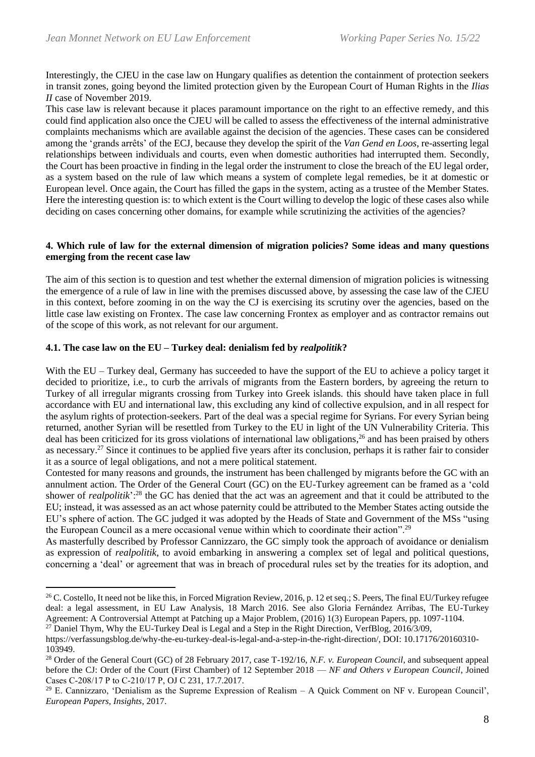Interestingly, the CJEU in the case law on Hungary qualifies as detention the containment of protection seekers in transit zones, going beyond the limited protection given by the European Court of Human Rights in the *Ilias II* case of November 2019.

This case law is relevant because it places paramount importance on the right to an effective remedy, and this could find application also once the CJEU will be called to assess the effectiveness of the internal administrative complaints mechanisms which are available against the decision of the agencies. These cases can be considered among the 'grands arrêts' of the ECJ, because they develop the spirit of the *Van Gend en Loos*, re-asserting legal relationships between individuals and courts, even when domestic authorities had interrupted them. Secondly, the Court has been proactive in finding in the legal order the instrument to close the breach of the EU legal order, as a system based on the rule of law which means a system of complete legal remedies, be it at domestic or European level. Once again, the Court has filled the gaps in the system, acting as a trustee of the Member States. Here the interesting question is: to which extent is the Court willing to develop the logic of these cases also while deciding on cases concerning other domains, for example while scrutinizing the activities of the agencies?

### 4. Which rule of law for the external dimension of migration policies? Some ideas and many questions emerging from the recent case law

The aim of this section is to question and test whether the external dimension of migration policies is witnessing the emergence of a rule of law in line with the premises discussed above, by assessing the case law of the CJEU in this context, before zooming in on the way the CJ is exercising its scrutiny over the agencies, based on the little case law existing on Frontex. The case law concerning Frontex as employer and as contractor remains out of the scope of this work, as not relevant for our argument.

#### 4.1. The case law on the EU – Turkey deal: denialism fed by *realpolitik*?

With the EU – Turkey deal, Germany has succeeded to have the support of the EU to achieve a policy target it decided to prioritize, i.e., to curb the arrivals of migrants from the Eastern borders, by agreeing the return to Turkey of all irregular migrants crossing from Turkey into Greek islands. this should have taken place in full accordance with EU and international law, this excluding any kind of collective expulsion, and in all respect for the asylum rights of protection-seekers. Part of the deal was a special regime for Syrians. For every Syrian being returned, another Syrian will be resettled from Turkey to the EU in light of the UN Vulnerability Criteria. This deal has been criticized for its gross violations of international law obligations,[26] and has been praised by others as necessary.[27] Since it continues to be applied five years after its conclusion, perhaps it is rather fair to consider it as a source of legal obligations, and not a mere political statement.

Contested for many reasons and grounds, the instrument has been challenged by migrants before the GC with an annulment action. The Order of the General Court (GC) on the EU-Turkey agreement can be framed as a 'cold shower of *realpolitik*':[28] the GC has denied that the act was an agreement and that it could be attributed to the EU; instead, it was assessed as an act whose paternity could be attributed to the Member States acting outside the EU's sphere of action. The GC judged it was adopted by the Heads of State and Government of the MSs "using the European Council as a mere occasional venue within which to coordinate their action".[29]

As masterfully described by Professor Cannizzaro, the GC simply took the approach of avoidance or denialism as expression of *realpolitik*, to avoid embarking in answering a complex set of legal and political questions, concerning a 'deal' or agreement that was in breach of procedural rules set by the treaties for its adoption, and

---

[26] C. Costello, It need not be like this, in Forced Migration Review, 2016, p. 12 et seq.; S. Peers, The final EU/Turkey refugee deal: a legal assessment, in EU Law Analysis, 18 March 2016. See also Gloria Fernández Arribas, The EU-Turkey Agreement: A Controversial Attempt at Patching up a Major Problem, (2016) 1(3) European Papers, pp. 1097-1104.

[27] Daniel Thym, Why the EU-Turkey Deal is Legal and a Step in the Right Direction, VerfBlog, 2016/3/09, https://verfassungsblog.de/why-the-eu-turkey-deal-is-legal-and-a-step-in-the-right-direction/, DOI: 10.17176/20160310-103949.

[28] Order of the General Court (GC) of 28 February 2017, case T-192/16, *N.F. v. European Council*, and subsequent appeal before the CJ: Order of the Court (First Chamber) of 12 September 2018 — *NF and Others v European Council*, Joined Cases C-208/17 P to C-210/17 P, OJ C 231, 17.7.2017.

[29] E. Cannizzaro, 'Denialism as the Supreme Expression of Realism – A Quick Comment on NF v. European Council', *European Papers, Insights*, 2017.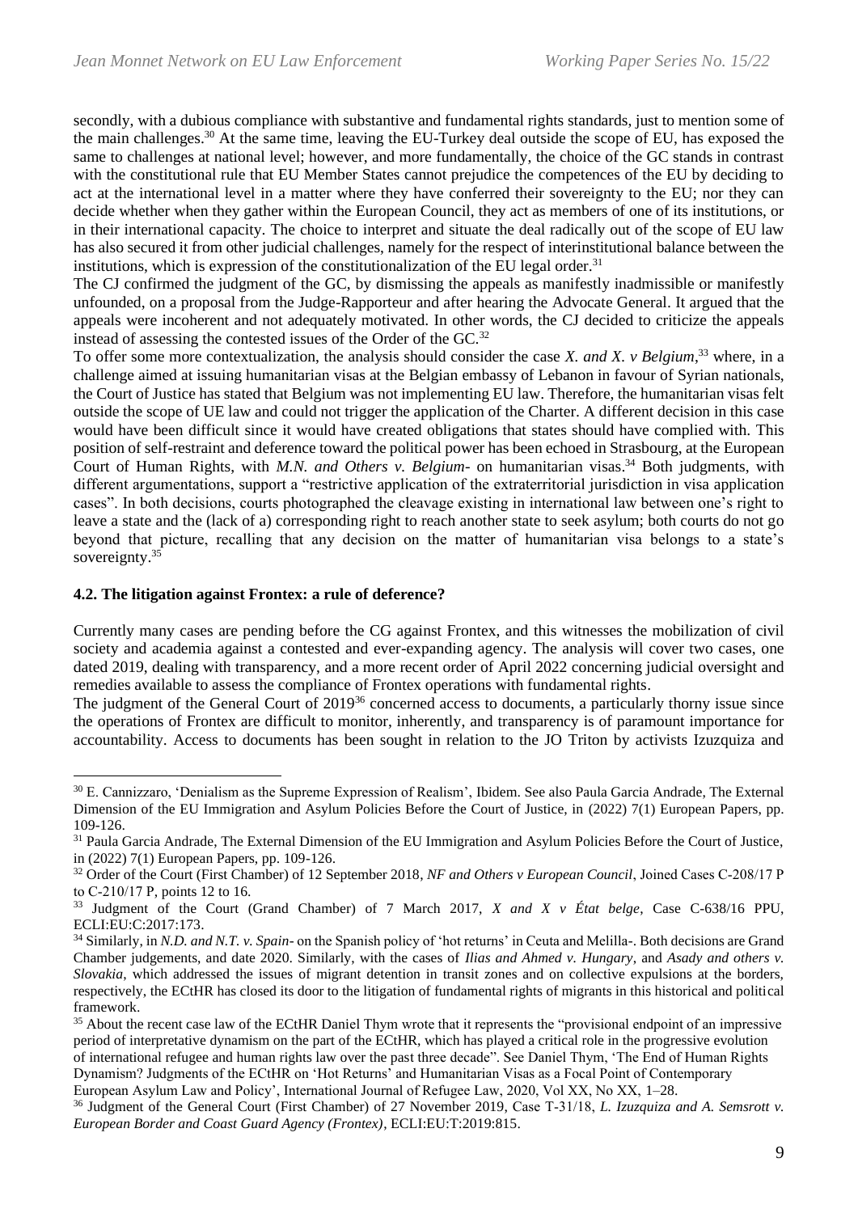secondly, with a dubious compliance with substantive and fundamental rights standards, just to mention some of the main challenges.[30] At the same time, leaving the EU-Turkey deal outside the scope of EU, has exposed the same to challenges at national level; however, and more fundamentally, the choice of the GC stands in contrast with the constitutional rule that EU Member States cannot prejudice the competences of the EU by deciding to act at the international level in a matter where they have conferred their sovereignty to the EU; nor they can decide whether when they gather within the European Council, they act as members of one of its institutions, or in their international capacity. The choice to interpret and situate the deal radically out of the scope of EU law has also secured it from other judicial challenges, namely for the respect of interinstitutional balance between the institutions, which is expression of the constitutionalization of the EU legal order.[31]

The CJ confirmed the judgment of the GC, by dismissing the appeals as manifestly inadmissible or manifestly unfounded, on a proposal from the Judge-Rapporteur and after hearing the Advocate General. It argued that the appeals were incoherent and not adequately motivated. In other words, the CJ decided to criticize the appeals instead of assessing the contested issues of the Order of the GC.[32]

To offer some more contextualization, the analysis should consider the case *X. and X. v Belgium*,[33] where, in a challenge aimed at issuing humanitarian visas at the Belgian embassy of Lebanon in favour of Syrian nationals, the Court of Justice has stated that Belgium was not implementing EU law. Therefore, the humanitarian visas felt outside the scope of UE law and could not trigger the application of the Charter. A different decision in this case would have been difficult since it would have created obligations that states should have complied with. This position of self-restraint and deference toward the political power has been echoed in Strasbourg, at the European Court of Human Rights, with *M.N. and Others v. Belgium*- on humanitarian visas.[34] Both judgments, with different argumentations, support a "restrictive application of the extraterritorial jurisdiction in visa application cases". In both decisions, courts photographed the cleavage existing in international law between one's right to leave a state and the (lack of a) corresponding right to reach another state to seek asylum; both courts do not go beyond that picture, recalling that any decision on the matter of humanitarian visa belongs to a state's sovereignty.[35]

### 4.2. The litigation against Frontex: a rule of deference?

Currently many cases are pending before the CG against Frontex, and this witnesses the mobilization of civil society and academia against a contested and ever-expanding agency. The analysis will cover two cases, one dated 2019, dealing with transparency, and a more recent order of April 2022 concerning judicial oversight and remedies available to assess the compliance of Frontex operations with fundamental rights.

The judgment of the General Court of 2019[36] concerned access to documents, a particularly thorny issue since the operations of Frontex are difficult to monitor, inherently, and transparency is of paramount importance for accountability. Access to documents has been sought in relation to the JO Triton by activists Izuzquiza and

---

[30] E. Cannizzaro, 'Denialism as the Supreme Expression of Realism', Ibidem. See also Paula Garcia Andrade, The External Dimension of the EU Immigration and Asylum Policies Before the Court of Justice, in (2022) 7(1) European Papers, pp. 109-126.

[31] Paula Garcia Andrade, The External Dimension of the EU Immigration and Asylum Policies Before the Court of Justice, in (2022) 7(1) European Papers, pp. 109-126.

[32] Order of the Court (First Chamber) of 12 September 2018, *NF and Others v European Council*, Joined Cases C-208/17 P to C-210/17 P, points 12 to 16.

[33] Judgment of the Court (Grand Chamber) of 7 March 2017, *X and X v État belge*, Case C-638/16 PPU, ECLI:EU:C:2017:173.

[34] Similarly, in *N.D. and N.T. v. Spain*- on the Spanish policy of 'hot returns' in Ceuta and Melilla-. Both decisions are Grand Chamber judgements, and date 2020. Similarly, with the cases of *Ilias and Ahmed v. Hungary*, and *Asady and others v. Slovakia*, which addressed the issues of migrant detention in transit zones and on collective expulsions at the borders, respectively, the ECtHR has closed its door to the litigation of fundamental rights of migrants in this historical and political framework.

[35] About the recent case law of the ECtHR Daniel Thym wrote that it represents the "provisional endpoint of an impressive period of interpretative dynamism on the part of the ECtHR, which has played a critical role in the progressive evolution of international refugee and human rights law over the past three decade". See Daniel Thym, 'The End of Human Rights Dynamism? Judgments of the ECtHR on 'Hot Returns' and Humanitarian Visas as a Focal Point of Contemporary European Asylum Law and Policy', International Journal of Refugee Law, 2020, Vol XX, No XX, 1–28.

[36] Judgment of the General Court (First Chamber) of 27 November 2019, Case T-31/18, *L. Izuzquiza and A. Semsrott v. European Border and Coast Guard Agency (Frontex)*, ECLI:EU:T:2019:815.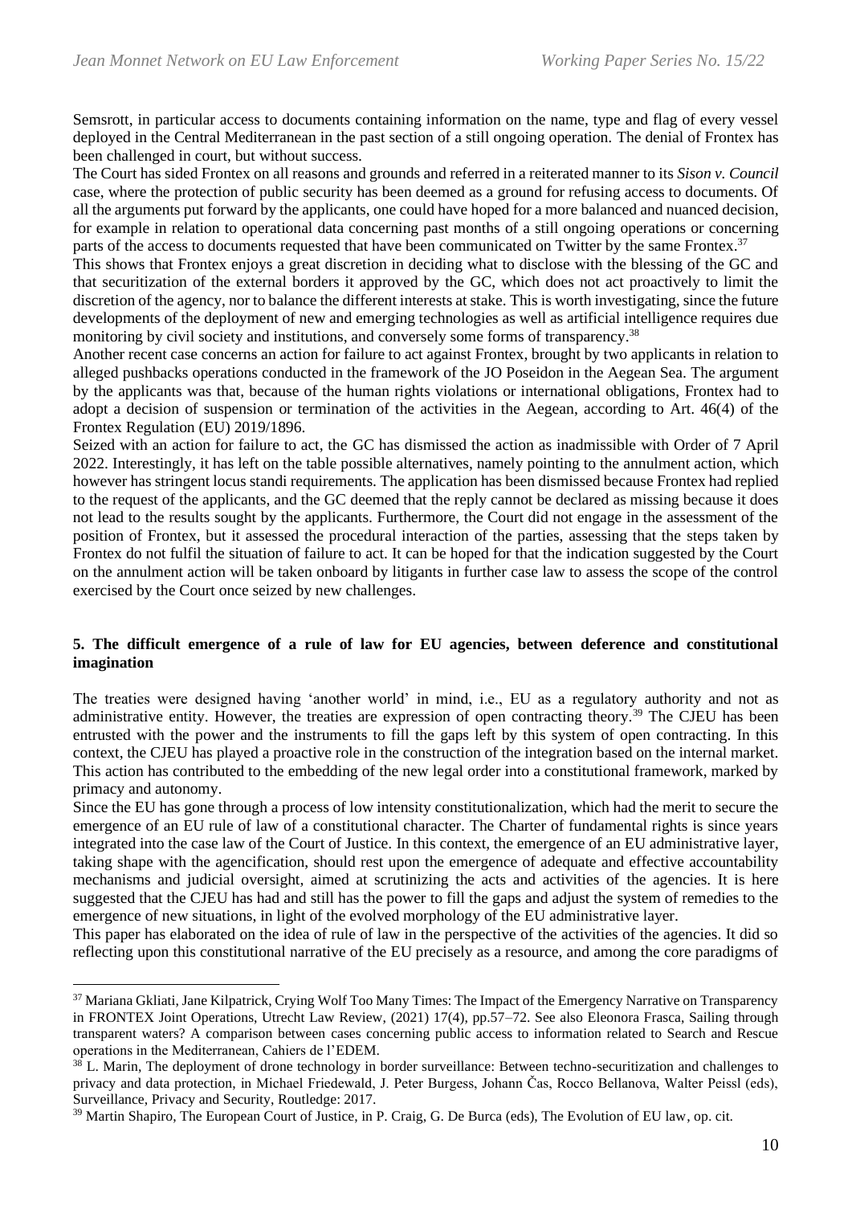Semsrott, in particular access to documents containing information on the name, type and flag of every vessel deployed in the Central Mediterranean in the past section of a still ongoing operation. The denial of Frontex has been challenged in court, but without success.

The Court has sided Frontex on all reasons and grounds and referred in a reiterated manner to its *Sison v. Council* case, where the protection of public security has been deemed as a ground for refusing access to documents. Of all the arguments put forward by the applicants, one could have hoped for a more balanced and nuanced decision, for example in relation to operational data concerning past months of a still ongoing operations or concerning parts of the access to documents requested that have been communicated on Twitter by the same Frontex.[37]

This shows that Frontex enjoys a great discretion in deciding what to disclose with the blessing of the GC and that securitization of the external borders it approved by the GC, which does not act proactively to limit the discretion of the agency, nor to balance the different interests at stake. This is worth investigating, since the future developments of the deployment of new and emerging technologies as well as artificial intelligence requires due monitoring by civil society and institutions, and conversely some forms of transparency.[38]

Another recent case concerns an action for failure to act against Frontex, brought by two applicants in relation to alleged pushbacks operations conducted in the framework of the JO Poseidon in the Aegean Sea. The argument by the applicants was that, because of the human rights violations or international obligations, Frontex had to adopt a decision of suspension or termination of the activities in the Aegean, according to Art. 46(4) of the Frontex Regulation (EU) 2019/1896.

Seized with an action for failure to act, the GC has dismissed the action as inadmissible with Order of 7 April 2022. Interestingly, it has left on the table possible alternatives, namely pointing to the annulment action, which however has stringent locus standi requirements. The application has been dismissed because Frontex had replied to the request of the applicants, and the GC deemed that the reply cannot be declared as missing because it does not lead to the results sought by the applicants. Furthermore, the Court did not engage in the assessment of the position of Frontex, but it assessed the procedural interaction of the parties, assessing that the steps taken by Frontex do not fulfil the situation of failure to act. It can be hoped for that the indication suggested by the Court on the annulment action will be taken onboard by litigants in further case law to assess the scope of the control exercised by the Court once seized by new challenges.

## 5. The difficult emergence of a rule of law for EU agencies, between deference and constitutional imagination

The treaties were designed having 'another world' in mind, i.e., EU as a regulatory authority and not as administrative entity. However, the treaties are expression of open contracting theory.[39] The CJEU has been entrusted with the power and the instruments to fill the gaps left by this system of open contracting. In this context, the CJEU has played a proactive role in the construction of the integration based on the internal market. This action has contributed to the embedding of the new legal order into a constitutional framework, marked by primacy and autonomy.

Since the EU has gone through a process of low intensity constitutionalization, which had the merit to secure the emergence of an EU rule of law of a constitutional character. The Charter of fundamental rights is since years integrated into the case law of the Court of Justice. In this context, the emergence of an EU administrative layer, taking shape with the agencification, should rest upon the emergence of adequate and effective accountability mechanisms and judicial oversight, aimed at scrutinizing the acts and activities of the agencies. It is here suggested that the CJEU has had and still has the power to fill the gaps and adjust the system of remedies to the emergence of new situations, in light of the evolved morphology of the EU administrative layer.

This paper has elaborated on the idea of rule of law in the perspective of the activities of the agencies. It did so reflecting upon this constitutional narrative of the EU precisely as a resource, and among the core paradigms of

---

[37] Mariana Gkliati, Jane Kilpatrick, Crying Wolf Too Many Times: The Impact of the Emergency Narrative on Transparency in FRONTEX Joint Operations, Utrecht Law Review, (2021) 17(4), pp.57–72. See also Eleonora Frasca, Sailing through transparent waters? A comparison between cases concerning public access to information related to Search and Rescue operations in the Mediterranean, Cahiers de l'EDEM.

[38] L. Marin, The deployment of drone technology in border surveillance: Between techno-securitization and challenges to privacy and data protection, in Michael Friedewald, J. Peter Burgess, Johann Čas, Rocco Bellanova, Walter Peissl (eds), Surveillance, Privacy and Security, Routledge: 2017.

[39] Martin Shapiro, The European Court of Justice, in P. Craig, G. De Burca (eds), The Evolution of EU law, op. cit.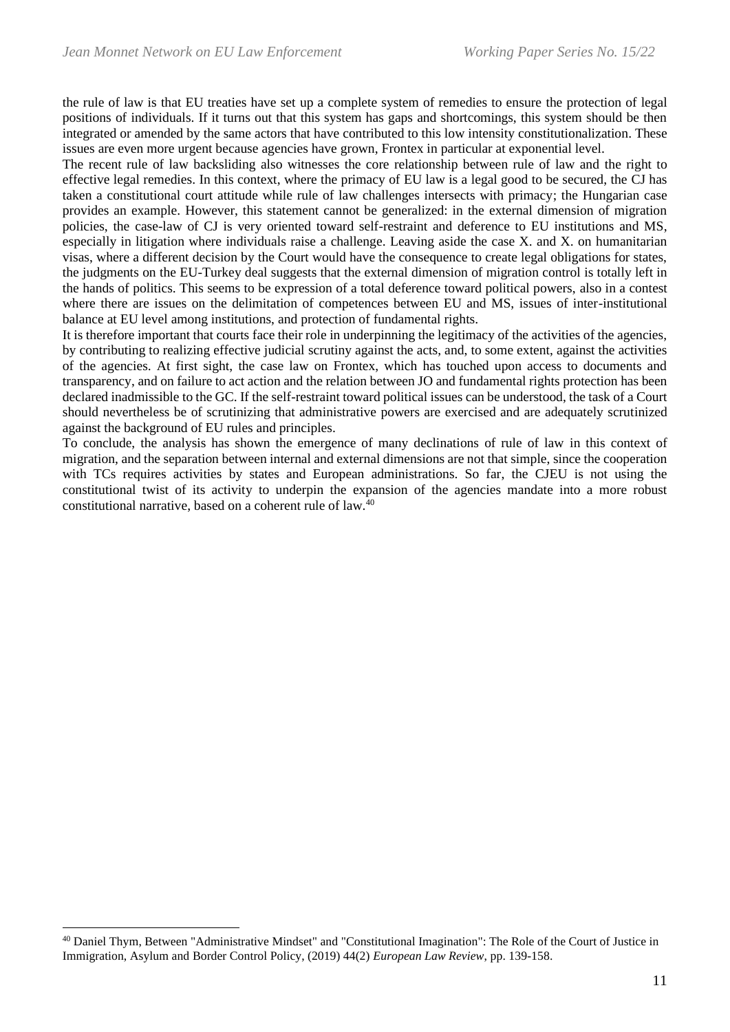the rule of law is that EU treaties have set up a complete system of remedies to ensure the protection of legal positions of individuals. If it turns out that this system has gaps and shortcomings, this system should be then integrated or amended by the same actors that have contributed to this low intensity constitutionalization. These issues are even more urgent because agencies have grown, Frontex in particular at exponential level.

The recent rule of law backsliding also witnesses the core relationship between rule of law and the right to effective legal remedies. In this context, where the primacy of EU law is a legal good to be secured, the CJ has taken a constitutional court attitude while rule of law challenges intersects with primacy; the Hungarian case provides an example. However, this statement cannot be generalized: in the external dimension of migration policies, the case-law of CJ is very oriented toward self-restraint and deference to EU institutions and MS, especially in litigation where individuals raise a challenge. Leaving aside the case X. and X. on humanitarian visas, where a different decision by the Court would have the consequence to create legal obligations for states, the judgments on the EU-Turkey deal suggests that the external dimension of migration control is totally left in the hands of politics. This seems to be expression of a total deference toward political powers, also in a contest where there are issues on the delimitation of competences between EU and MS, issues of inter-institutional balance at EU level among institutions, and protection of fundamental rights.

It is therefore important that courts face their role in underpinning the legitimacy of the activities of the agencies, by contributing to realizing effective judicial scrutiny against the acts, and, to some extent, against the activities of the agencies. At first sight, the case law on Frontex, which has touched upon access to documents and transparency, and on failure to act action and the relation between JO and fundamental rights protection has been declared inadmissible to the GC. If the self-restraint toward political issues can be understood, the task of a Court should nevertheless be of scrutinizing that administrative powers are exercised and are adequately scrutinized against the background of EU rules and principles.

To conclude, the analysis has shown the emergence of many declinations of rule of law in this context of migration, and the separation between internal and external dimensions are not that simple, since the cooperation with TCs requires activities by states and European administrations. So far, the CJEU is not using the constitutional twist of its activity to underpin the expansion of the agencies mandate into a more robust constitutional narrative, based on a coherent rule of law.[40]

[40] Daniel Thym, Between "Administrative Mindset" and "Constitutional Imagination": The Role of the Court of Justice in Immigration, Asylum and Border Control Policy, (2019) 44(2) *European Law Review*, pp. 139-158.